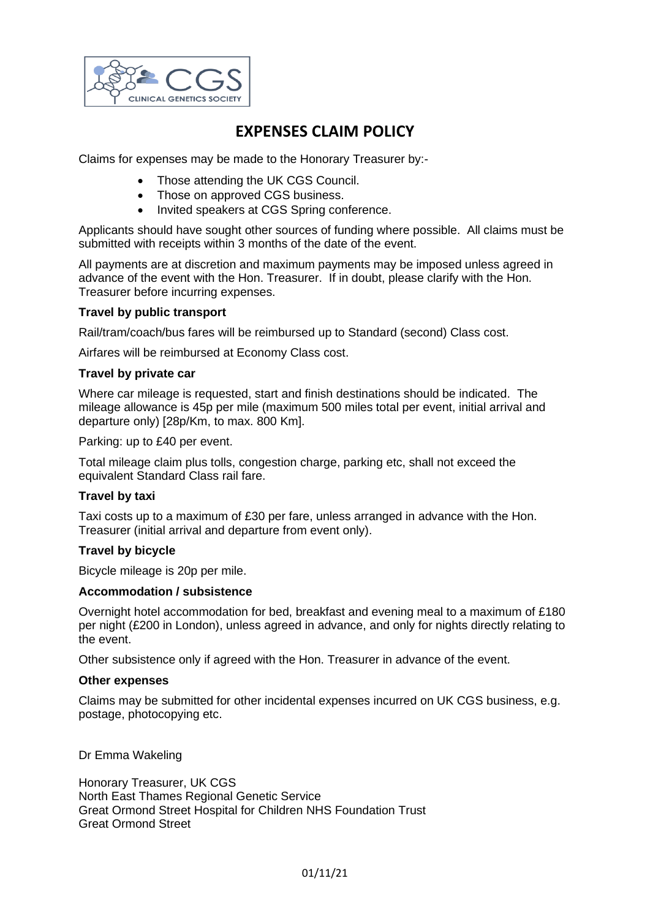# EXPENSES CLAIM POLICY

Claims for expenses may be made to the Honorary Treasurer by:-

- Those attending the UK CGS Council.
- Those on approved CGS business.
- Invited speakers at CGS Spring conference.

Applicants should have sought other sources of funding where possible. All claims must be submitted with receipts within 3 months of the date of the event.

All payments are at discretion and maximum payments may be imposed unless agreed in advance of the event with the Hon. Treasurer. If in doubt, please clarify with the Hon. Treasurer before incurring expenses.

**Travel by public transport**

Rail/tram/coach/bus fares will be reimbursed up to Standard (second) Class cost.

Airfares will be reimbursed at Economy Class cost.

**Travel by private car**

Where car mileage is requested, start and finish destinations should be indicated. The mileage allowance is 45p per mile (maximum 500 miles total per event, initial arrival and departure only) [28p/Km, to max. 800 Km].

Parking: up to £40 per event.

Total mileage claim plus tolls, congestion charge, parking etc, shall not exceed the equivalent Standard Class rail fare.

**Travel by taxi**

Taxi costs up to a maximum of £30 per fare, unless arranged in advance with the Hon. Treasurer (initial arrival and departure from event only).

**Travel by bicycle**

Bicycle mileage is 20p per mile.

**Accommodation / subsistence**

Overnight hotel accommodation for bed, breakfast and evening meal to a maximum of £180 per night (£200 in London), unless agreed in advance, and only for nights directly relating to the event.

Other subsistence only if agreed with the Hon. Treasurer in advance of the event.

**Other expenses**

Claims may be submitted for other incidental expenses incurred on UK CGS business, e.g. postage, photocopying etc.

Dr Emma Wakeling

Honorary Treasurer, UK CGS
North East Thames Regional Genetic Service
Great Ormond Street Hospital for Children NHS Foundation Trust
Great Ormond Street

01/11/21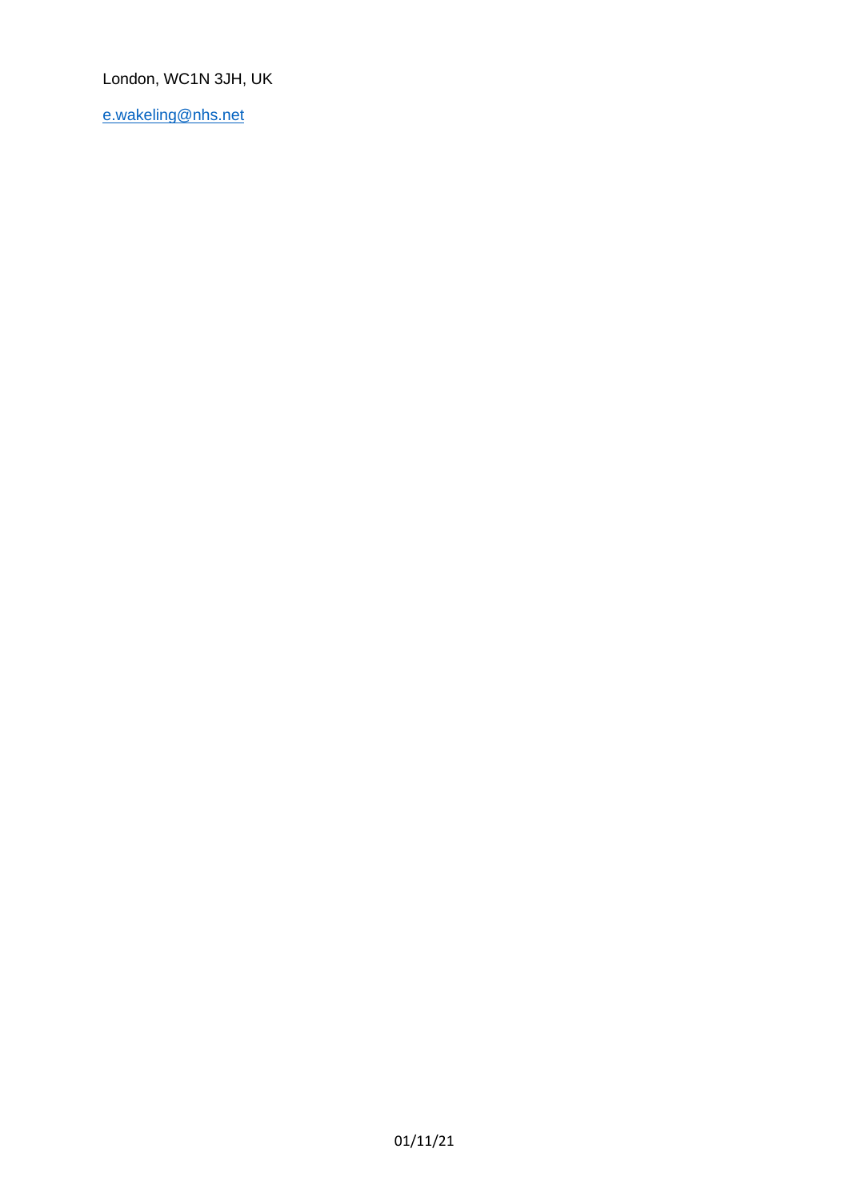London, WC1N 3JH, UK

[e.wakeling@nhs.net](mailto:e.wakeling@nhs.net)

01/11/21